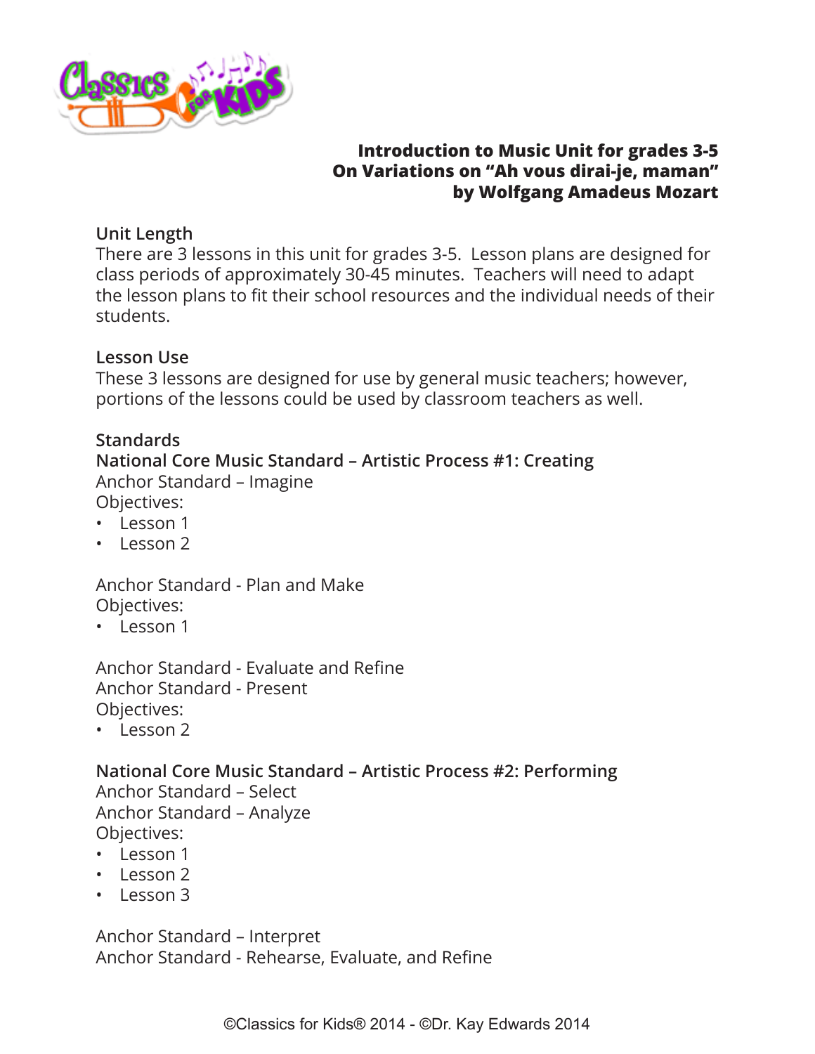**Introduction to Music Unit for grades 3-5**
**On Variations on "Ah vous dirai-je, maman"**
**by Wolfgang Amadeus Mozart**

## Unit Length

There are 3 lessons in this unit for grades 3-5. Lesson plans are designed for class periods of approximately 30-45 minutes. Teachers will need to adapt the lesson plans to fit their school resources and the individual needs of their students.

## Lesson Use

These 3 lessons are designed for use by general music teachers; however, portions of the lessons could be used by classroom teachers as well.

## Standards

### National Core Music Standard – Artistic Process #1: Creating

Anchor Standard – Imagine
Objectives:

- Lesson 1
- Lesson 2

Anchor Standard - Plan and Make
Objectives:

- Lesson 1

Anchor Standard - Evaluate and Refine
Anchor Standard - Present
Objectives:

- Lesson 2

### National Core Music Standard – Artistic Process #2: Performing

Anchor Standard – Select
Anchor Standard – Analyze
Objectives:

- Lesson 1
- Lesson 2
- Lesson 3

Anchor Standard – Interpret
Anchor Standard - Rehearse, Evaluate, and Refine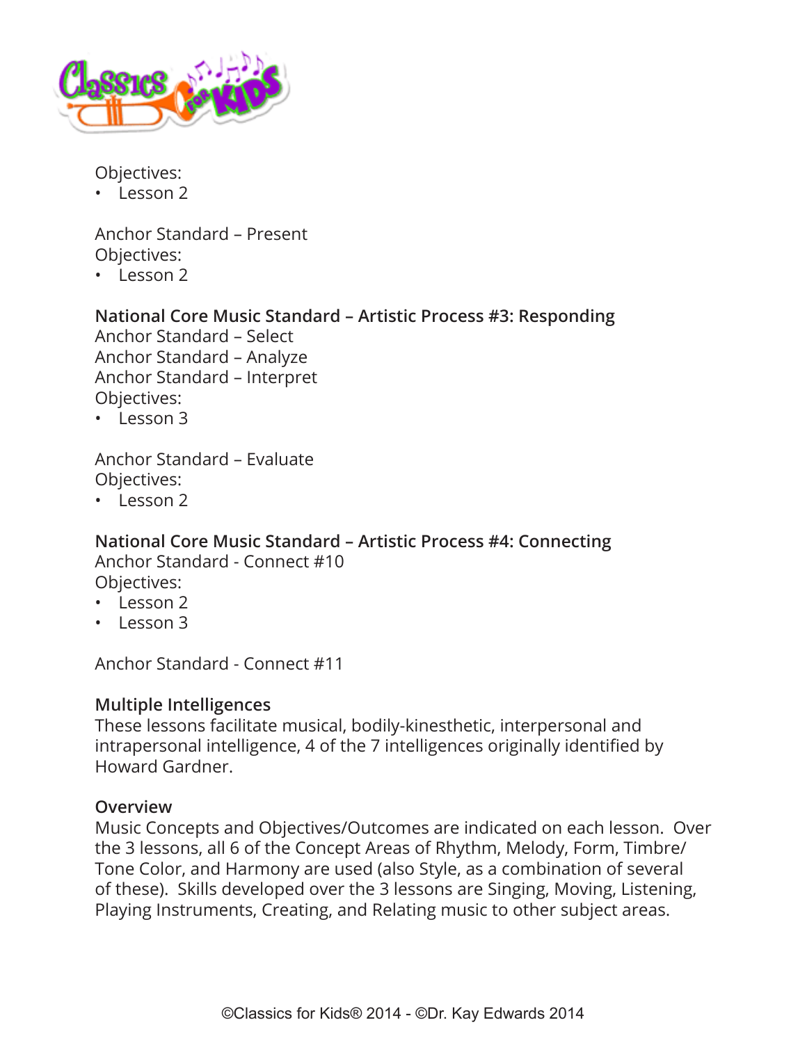Objectives:
- Lesson 2

Anchor Standard – Present
Objectives:
- Lesson 2

**National Core Music Standard – Artistic Process #3: Responding**
Anchor Standard – Select
Anchor Standard – Analyze
Anchor Standard – Interpret
Objectives:
- Lesson 3

Anchor Standard – Evaluate
Objectives:
- Lesson 2

**National Core Music Standard – Artistic Process #4: Connecting**
Anchor Standard - Connect #10
Objectives:
- Lesson 2
- Lesson 3

Anchor Standard - Connect #11

**Multiple Intelligences**
These lessons facilitate musical, bodily-kinesthetic, interpersonal and intrapersonal intelligence, 4 of the 7 intelligences originally identified by Howard Gardner.

**Overview**
Music Concepts and Objectives/Outcomes are indicated on each lesson. Over the 3 lessons, all 6 of the Concept Areas of Rhythm, Melody, Form, Timbre/Tone Color, and Harmony are used (also Style, as a combination of several of these). Skills developed over the 3 lessons are Singing, Moving, Listening, Playing Instruments, Creating, and Relating music to other subject areas.

©Classics for Kids® 2014 - ©Dr. Kay Edwards 2014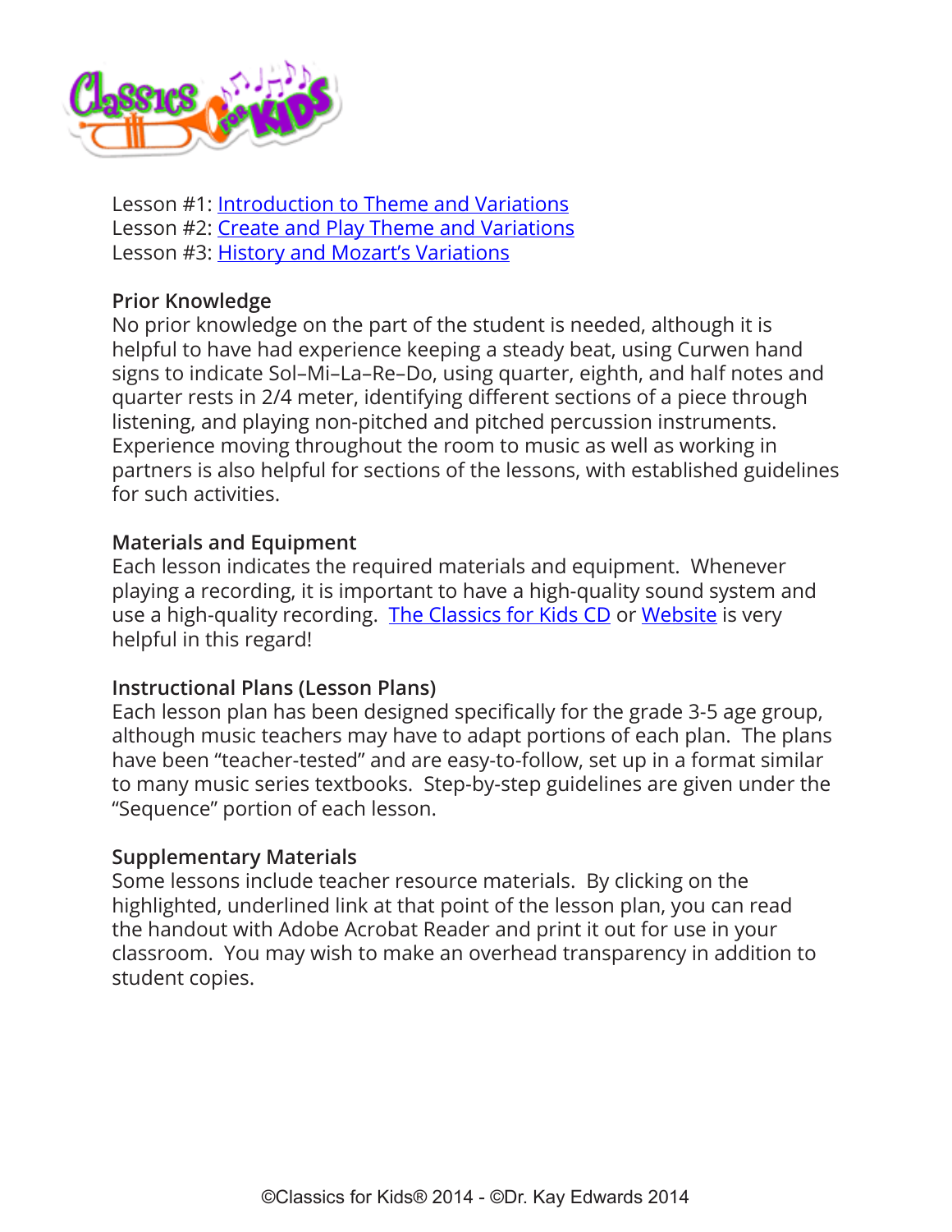Lesson #1: Introduction to Theme and Variations
Lesson #2: Create and Play Theme and Variations
Lesson #3: History and Mozart's Variations

**Prior Knowledge**

No prior knowledge on the part of the student is needed, although it is helpful to have had experience keeping a steady beat, using Curwen hand signs to indicate Sol–Mi–La–Re–Do, using quarter, eighth, and half notes and quarter rests in 2/4 meter, identifying different sections of a piece through listening, and playing non-pitched and pitched percussion instruments. Experience moving throughout the room to music as well as working in partners is also helpful for sections of the lessons, with established guidelines for such activities.

**Materials and Equipment**

Each lesson indicates the required materials and equipment. Whenever playing a recording, it is important to have a high-quality sound system and use a high-quality recording. The Classics for Kids CD or Website is very helpful in this regard!

**Instructional Plans (Lesson Plans)**

Each lesson plan has been designed specifically for the grade 3-5 age group, although music teachers may have to adapt portions of each plan. The plans have been "teacher-tested" and are easy-to-follow, set up in a format similar to many music series textbooks. Step-by-step guidelines are given under the "Sequence" portion of each lesson.

**Supplementary Materials**

Some lessons include teacher resource materials. By clicking on the highlighted, underlined link at that point of the lesson plan, you can read the handout with Adobe Acrobat Reader and print it out for use in your classroom. You may wish to make an overhead transparency in addition to student copies.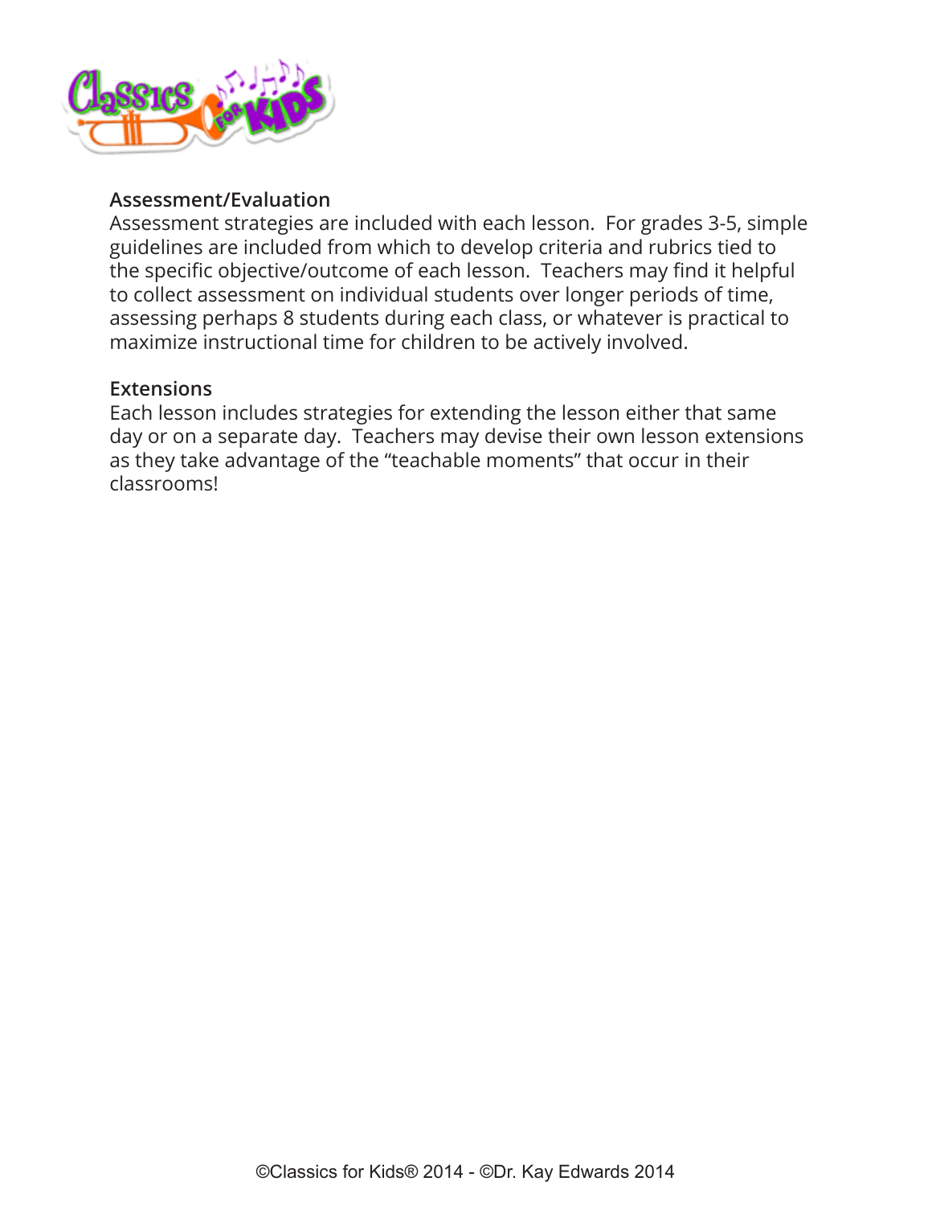### Assessment/Evaluation

Assessment strategies are included with each lesson. For grades 3-5, simple guidelines are included from which to develop criteria and rubrics tied to the specific objective/outcome of each lesson. Teachers may find it helpful to collect assessment on individual students over longer periods of time, assessing perhaps 8 students during each class, or whatever is practical to maximize instructional time for children to be actively involved.

### Extensions

Each lesson includes strategies for extending the lesson either that same day or on a separate day. Teachers may devise their own lesson extensions as they take advantage of the "teachable moments" that occur in their classrooms!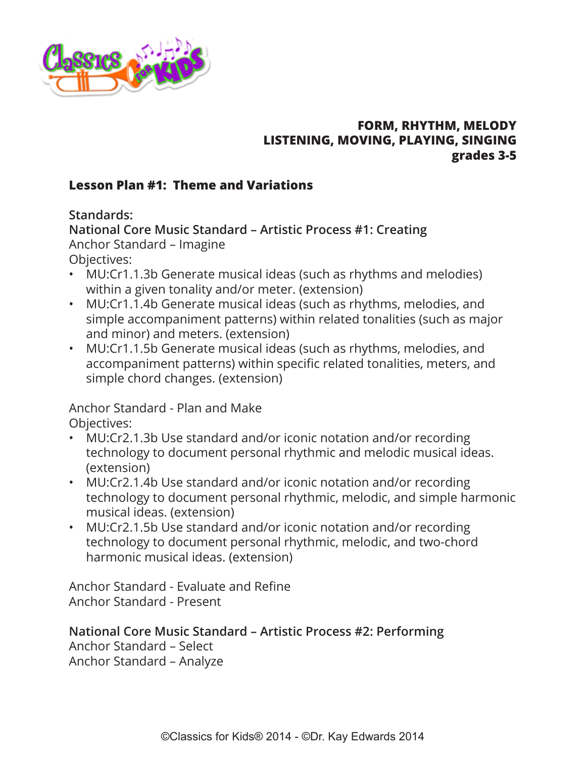**FORM, RHYTHM, MELODY**
**LISTENING, MOVING, PLAYING, SINGING**
**grades 3-5**

## Lesson Plan #1: Theme and Variations

**Standards:**

**National Core Music Standard – Artistic Process #1: Creating**

Anchor Standard – Imagine

Objectives:

- MU:Cr1.1.3b Generate musical ideas (such as rhythms and melodies) within a given tonality and/or meter. (extension)
- MU:Cr1.1.4b Generate musical ideas (such as rhythms, melodies, and simple accompaniment patterns) within related tonalities (such as major and minor) and meters. (extension)
- MU:Cr1.1.5b Generate musical ideas (such as rhythms, melodies, and accompaniment patterns) within specific related tonalities, meters, and simple chord changes. (extension)

Anchor Standard - Plan and Make

Objectives:

- MU:Cr2.1.3b Use standard and/or iconic notation and/or recording technology to document personal rhythmic and melodic musical ideas. (extension)
- MU:Cr2.1.4b Use standard and/or iconic notation and/or recording technology to document personal rhythmic, melodic, and simple harmonic musical ideas. (extension)
- MU:Cr2.1.5b Use standard and/or iconic notation and/or recording technology to document personal rhythmic, melodic, and two-chord harmonic musical ideas. (extension)

Anchor Standard - Evaluate and Refine

Anchor Standard - Present

**National Core Music Standard – Artistic Process #2: Performing**

Anchor Standard – Select

Anchor Standard – Analyze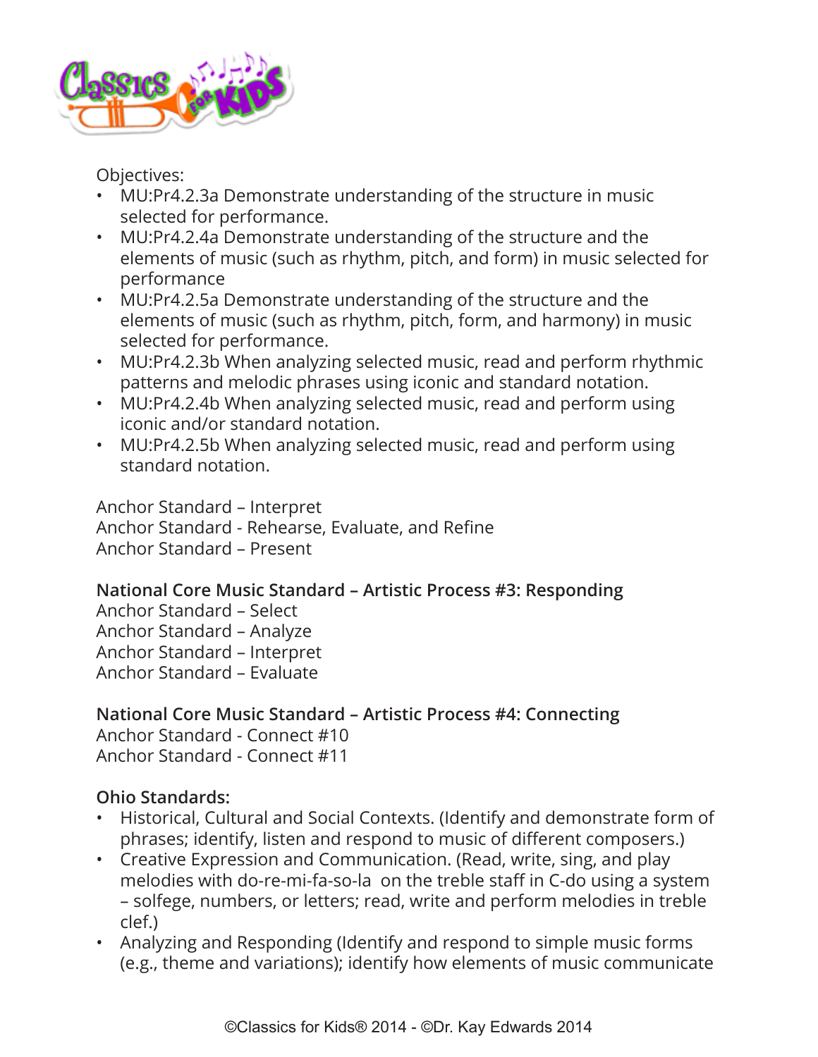Objectives:

- MU:Pr4.2.3a Demonstrate understanding of the structure in music selected for performance.
- MU:Pr4.2.4a Demonstrate understanding of the structure and the elements of music (such as rhythm, pitch, and form) in music selected for performance
- MU:Pr4.2.5a Demonstrate understanding of the structure and the elements of music (such as rhythm, pitch, form, and harmony) in music selected for performance.
- MU:Pr4.2.3b When analyzing selected music, read and perform rhythmic patterns and melodic phrases using iconic and standard notation.
- MU:Pr4.2.4b When analyzing selected music, read and perform using iconic and/or standard notation.
- MU:Pr4.2.5b When analyzing selected music, read and perform using standard notation.

Anchor Standard – Interpret
Anchor Standard - Rehearse, Evaluate, and Refine
Anchor Standard – Present

**National Core Music Standard – Artistic Process #3: Responding**
Anchor Standard – Select
Anchor Standard – Analyze
Anchor Standard – Interpret
Anchor Standard – Evaluate

**National Core Music Standard – Artistic Process #4: Connecting**
Anchor Standard - Connect #10
Anchor Standard - Connect #11

**Ohio Standards:**

- Historical, Cultural and Social Contexts. (Identify and demonstrate form of phrases; identify, listen and respond to music of different composers.)
- Creative Expression and Communication. (Read, write, sing, and play melodies with do-re-mi-fa-so-la on the treble staff in C-do using a system – solfege, numbers, or letters; read, write and perform melodies in treble clef.)
- Analyzing and Responding (Identify and respond to simple music forms (e.g., theme and variations); identify how elements of music communicate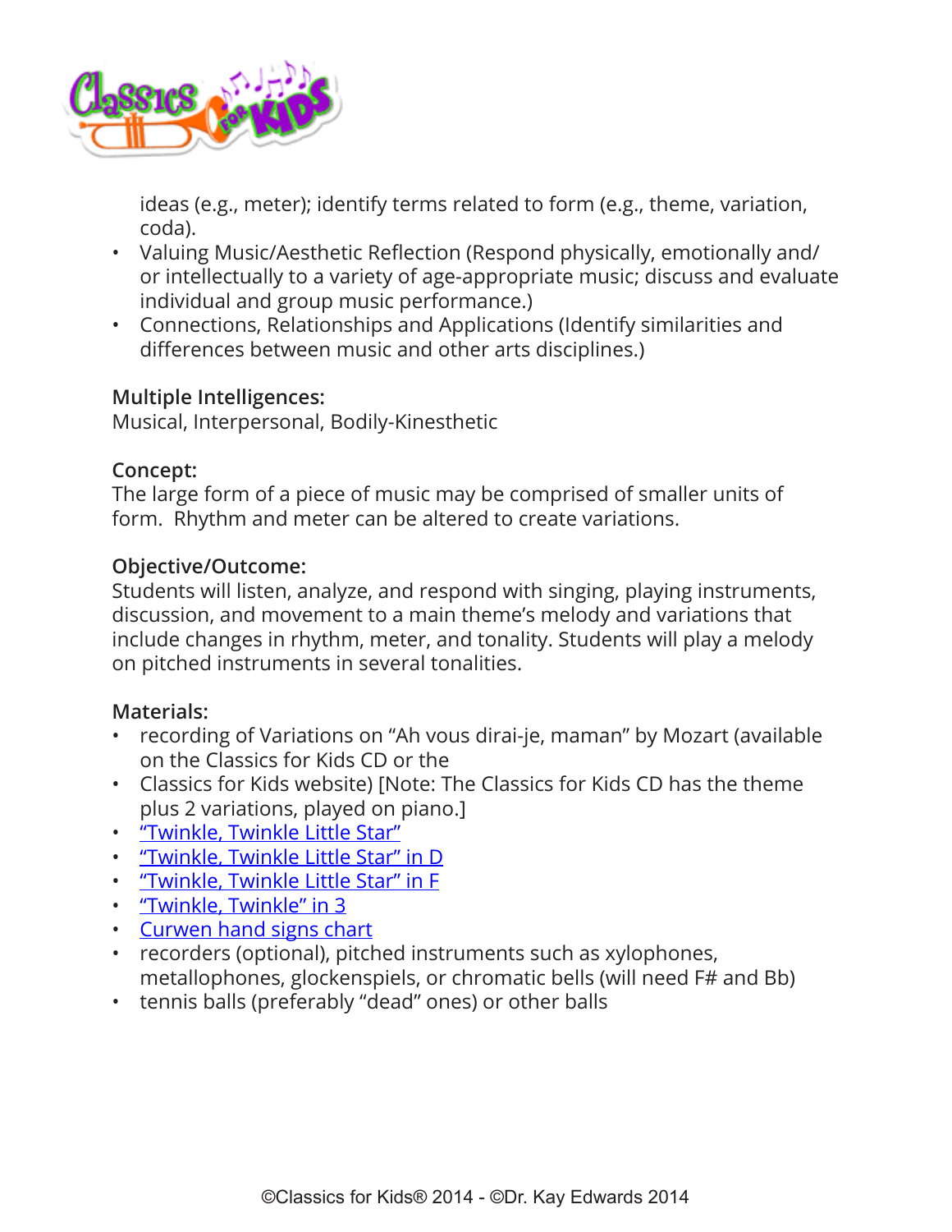ideas (e.g., meter); identify terms related to form (e.g., theme, variation, coda).
- Valuing Music/Aesthetic Reflection (Respond physically, emotionally and/ or intellectually to a variety of age-appropriate music; discuss and evaluate individual and group music performance.)
- Connections, Relationships and Applications (Identify similarities and differences between music and other arts disciplines.)

**Multiple Intelligences:**
Musical, Interpersonal, Bodily-Kinesthetic

**Concept:**
The large form of a piece of music may be comprised of smaller units of form. Rhythm and meter can be altered to create variations.

**Objective/Outcome:**
Students will listen, analyze, and respond with singing, playing instruments, discussion, and movement to a main theme's melody and variations that include changes in rhythm, meter, and tonality. Students will play a melody on pitched instruments in several tonalities.

**Materials:**
- recording of Variations on "Ah vous dirai-je, maman" by Mozart (available on the Classics for Kids CD or the
- Classics for Kids website) [Note: The Classics for Kids CD has the theme plus 2 variations, played on piano.]
- "Twinkle, Twinkle Little Star"
- "Twinkle, Twinkle Little Star" in D
- "Twinkle, Twinkle Little Star" in F
- "Twinkle, Twinkle" in 3
- Curwen hand signs chart
- recorders (optional), pitched instruments such as xylophones, metallophones, glockenspiels, or chromatic bells (will need F# and Bb)
- tennis balls (preferably "dead" ones) or other balls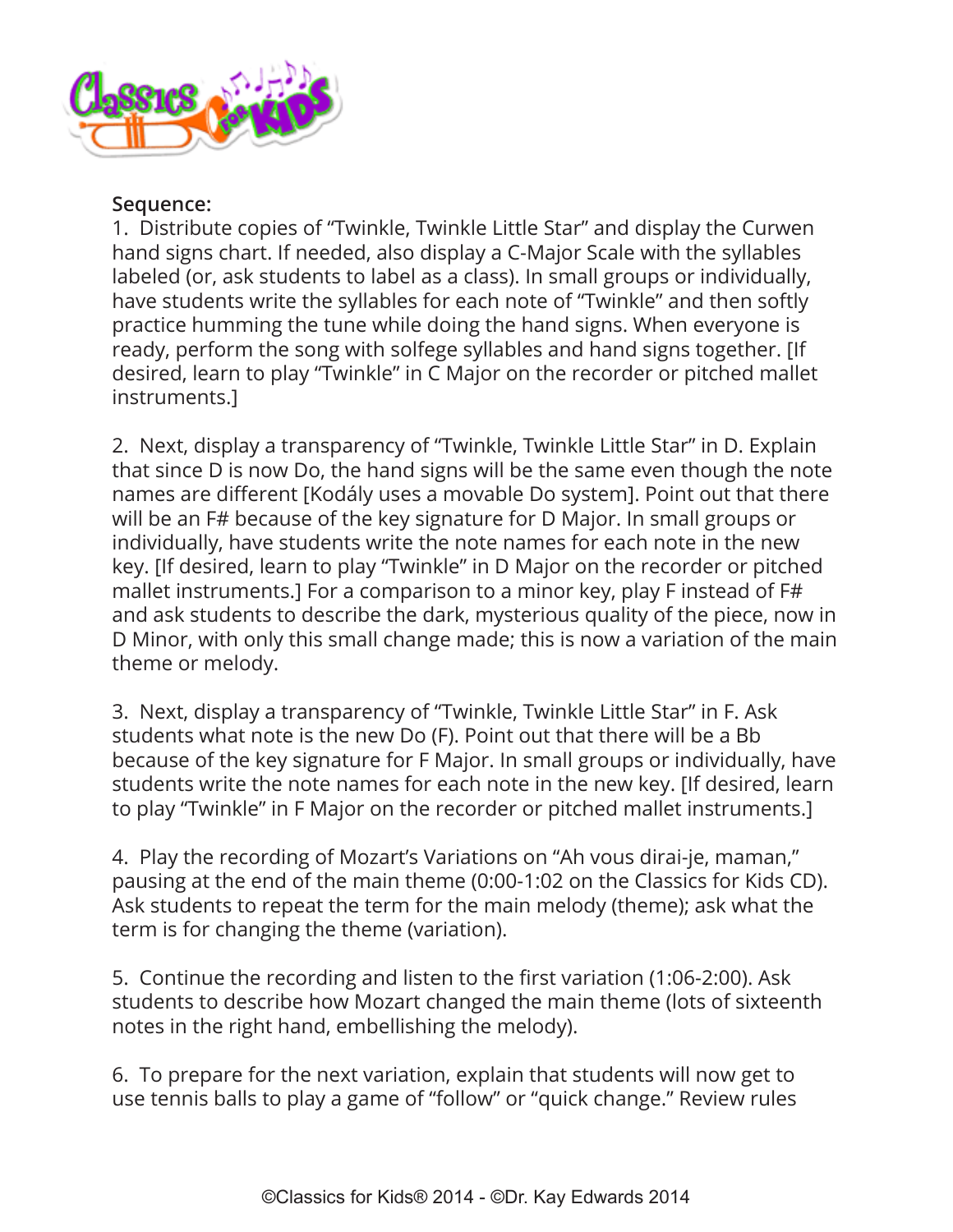**Sequence:**

1. Distribute copies of "Twinkle, Twinkle Little Star" and display the Curwen hand signs chart. If needed, also display a C-Major Scale with the syllables labeled (or, ask students to label as a class). In small groups or individually, have students write the syllables for each note of "Twinkle" and then softly practice humming the tune while doing the hand signs. When everyone is ready, perform the song with solfege syllables and hand signs together. [If desired, learn to play "Twinkle" in C Major on the recorder or pitched mallet instruments.]

2. Next, display a transparency of "Twinkle, Twinkle Little Star" in D. Explain that since D is now Do, the hand signs will be the same even though the note names are different [Kodály uses a movable Do system]. Point out that there will be an F# because of the key signature for D Major. In small groups or individually, have students write the note names for each note in the new key. [If desired, learn to play "Twinkle" in D Major on the recorder or pitched mallet instruments.] For a comparison to a minor key, play F instead of F# and ask students to describe the dark, mysterious quality of the piece, now in D Minor, with only this small change made; this is now a variation of the main theme or melody.

3. Next, display a transparency of "Twinkle, Twinkle Little Star" in F. Ask students what note is the new Do (F). Point out that there will be a Bb because of the key signature for F Major. In small groups or individually, have students write the note names for each note in the new key. [If desired, learn to play "Twinkle" in F Major on the recorder or pitched mallet instruments.]

4. Play the recording of Mozart's Variations on "Ah vous dirai-je, maman," pausing at the end of the main theme (0:00-1:02 on the Classics for Kids CD). Ask students to repeat the term for the main melody (theme); ask what the term is for changing the theme (variation).

5. Continue the recording and listen to the first variation (1:06-2:00). Ask students to describe how Mozart changed the main theme (lots of sixteenth notes in the right hand, embellishing the melody).

6. To prepare for the next variation, explain that students will now get to use tennis balls to play a game of "follow" or "quick change." Review rules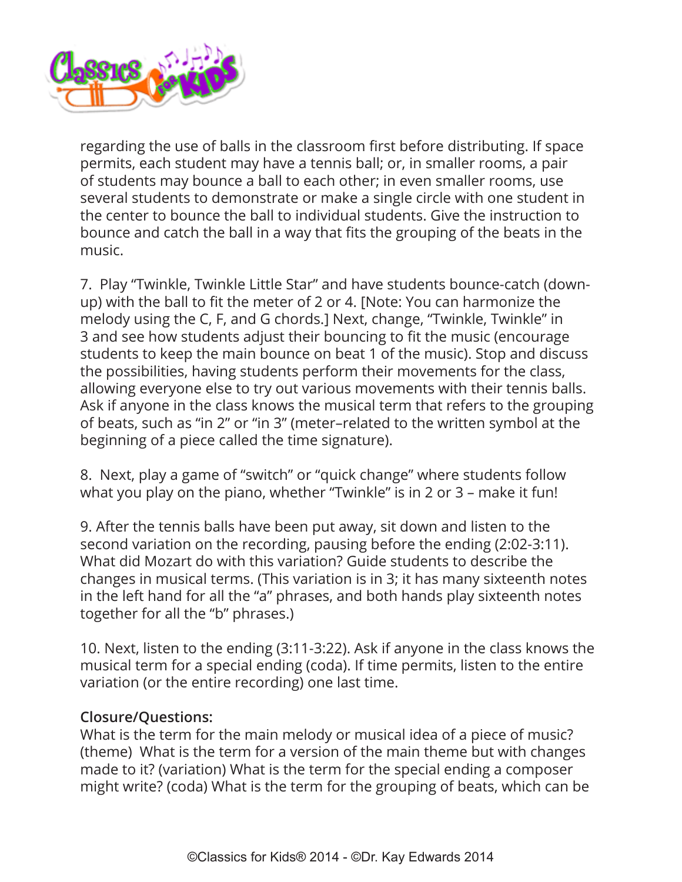regarding the use of balls in the classroom first before distributing. If space permits, each student may have a tennis ball; or, in smaller rooms, a pair of students may bounce a ball to each other; in even smaller rooms, use several students to demonstrate or make a single circle with one student in the center to bounce the ball to individual students. Give the instruction to bounce and catch the ball in a way that fits the grouping of the beats in the music.

7. Play "Twinkle, Twinkle Little Star" and have students bounce-catch (down-up) with the ball to fit the meter of 2 or 4. [Note: You can harmonize the melody using the C, F, and G chords.] Next, change, "Twinkle, Twinkle" in 3 and see how students adjust their bouncing to fit the music (encourage students to keep the main bounce on beat 1 of the music). Stop and discuss the possibilities, having students perform their movements for the class, allowing everyone else to try out various movements with their tennis balls. Ask if anyone in the class knows the musical term that refers to the grouping of beats, such as "in 2" or "in 3" (meter–related to the written symbol at the beginning of a piece called the time signature).

8. Next, play a game of "switch" or "quick change" where students follow what you play on the piano, whether "Twinkle" is in 2 or 3 – make it fun!

9. After the tennis balls have been put away, sit down and listen to the second variation on the recording, pausing before the ending (2:02-3:11). What did Mozart do with this variation? Guide students to describe the changes in musical terms. (This variation is in 3; it has many sixteenth notes in the left hand for all the "a" phrases, and both hands play sixteenth notes together for all the "b" phrases.)

10. Next, listen to the ending (3:11-3:22). Ask if anyone in the class knows the musical term for a special ending (coda). If time permits, listen to the entire variation (or the entire recording) one last time.

**Closure/Questions:**
What is the term for the main melody or musical idea of a piece of music? (theme) What is the term for a version of the main theme but with changes made to it? (variation) What is the term for the special ending a composer might write? (coda) What is the term for the grouping of beats, which can be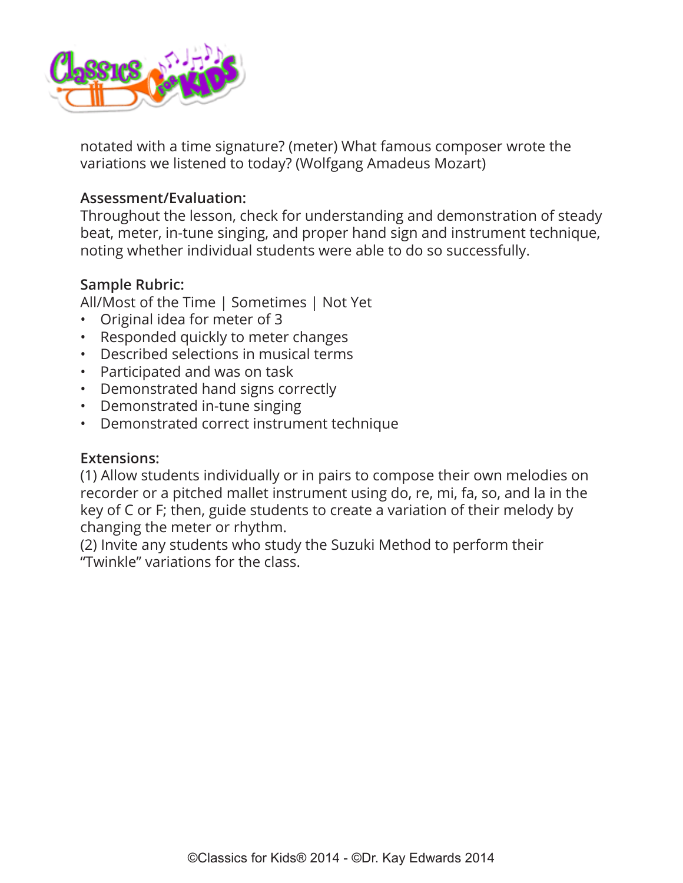notated with a time signature? (meter) What famous composer wrote the variations we listened to today? (Wolfgang Amadeus Mozart)

**Assessment/Evaluation:**
Throughout the lesson, check for understanding and demonstration of steady beat, meter, in-tune singing, and proper hand sign and instrument technique, noting whether individual students were able to do so successfully.

**Sample Rubric:**
All/Most of the Time | Sometimes | Not Yet

- Original idea for meter of 3
- Responded quickly to meter changes
- Described selections in musical terms
- Participated and was on task
- Demonstrated hand signs correctly
- Demonstrated in-tune singing
- Demonstrated correct instrument technique

**Extensions:**
(1) Allow students individually or in pairs to compose their own melodies on recorder or a pitched mallet instrument using do, re, mi, fa, so, and la in the key of C or F; then, guide students to create a variation of their melody by changing the meter or rhythm.
(2) Invite any students who study the Suzuki Method to perform their "Twinkle" variations for the class.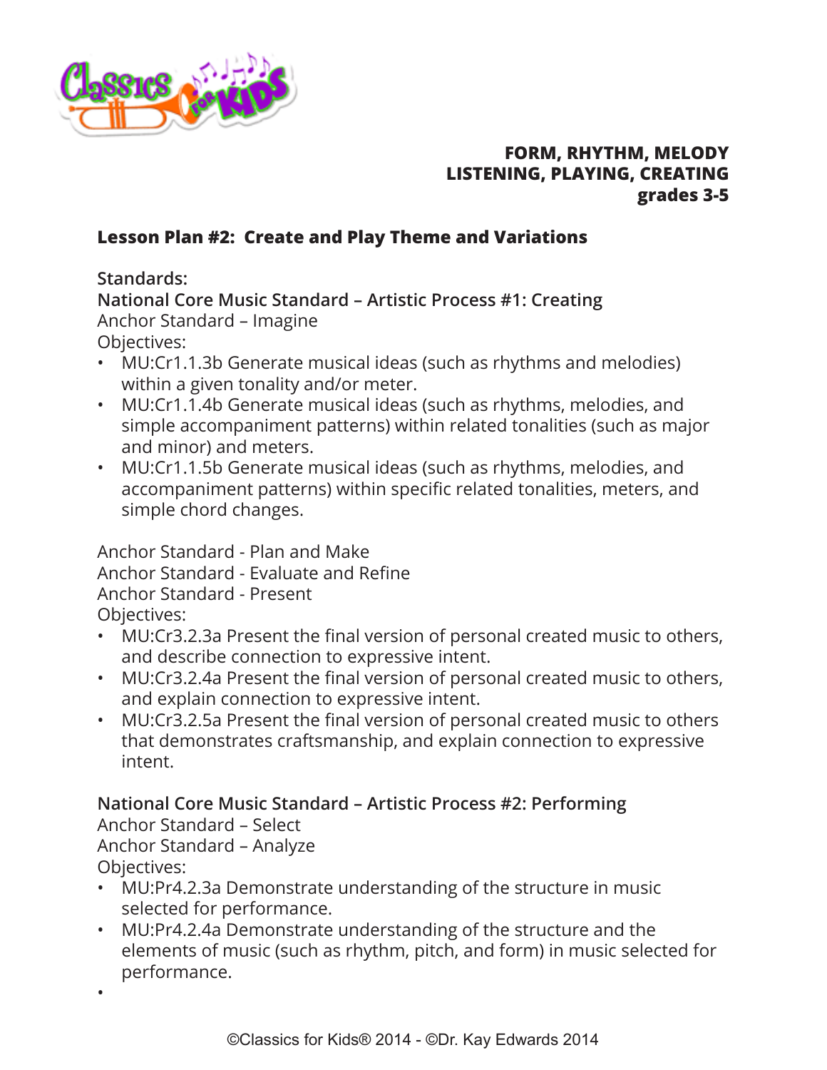**FORM, RHYTHM, MELODY**
**LISTENING, PLAYING, CREATING**
**grades 3-5**

## Lesson Plan #2: Create and Play Theme and Variations

**Standards:**
**National Core Music Standard – Artistic Process #1: Creating**
Anchor Standard – Imagine
Objectives:

- MU:Cr1.1.3b Generate musical ideas (such as rhythms and melodies) within a given tonality and/or meter.
- MU:Cr1.1.4b Generate musical ideas (such as rhythms, melodies, and simple accompaniment patterns) within related tonalities (such as major and minor) and meters.
- MU:Cr1.1.5b Generate musical ideas (such as rhythms, melodies, and accompaniment patterns) within specific related tonalities, meters, and simple chord changes.

Anchor Standard - Plan and Make
Anchor Standard - Evaluate and Refine
Anchor Standard - Present
Objectives:

- MU:Cr3.2.3a Present the final version of personal created music to others, and describe connection to expressive intent.
- MU:Cr3.2.4a Present the final version of personal created music to others, and explain connection to expressive intent.
- MU:Cr3.2.5a Present the final version of personal created music to others that demonstrates craftsmanship, and explain connection to expressive intent.

**National Core Music Standard – Artistic Process #2: Performing**
Anchor Standard – Select
Anchor Standard – Analyze
Objectives:

- MU:Pr4.2.3a Demonstrate understanding of the structure in music selected for performance.
- MU:Pr4.2.4a Demonstrate understanding of the structure and the elements of music (such as rhythm, pitch, and form) in music selected for performance.
-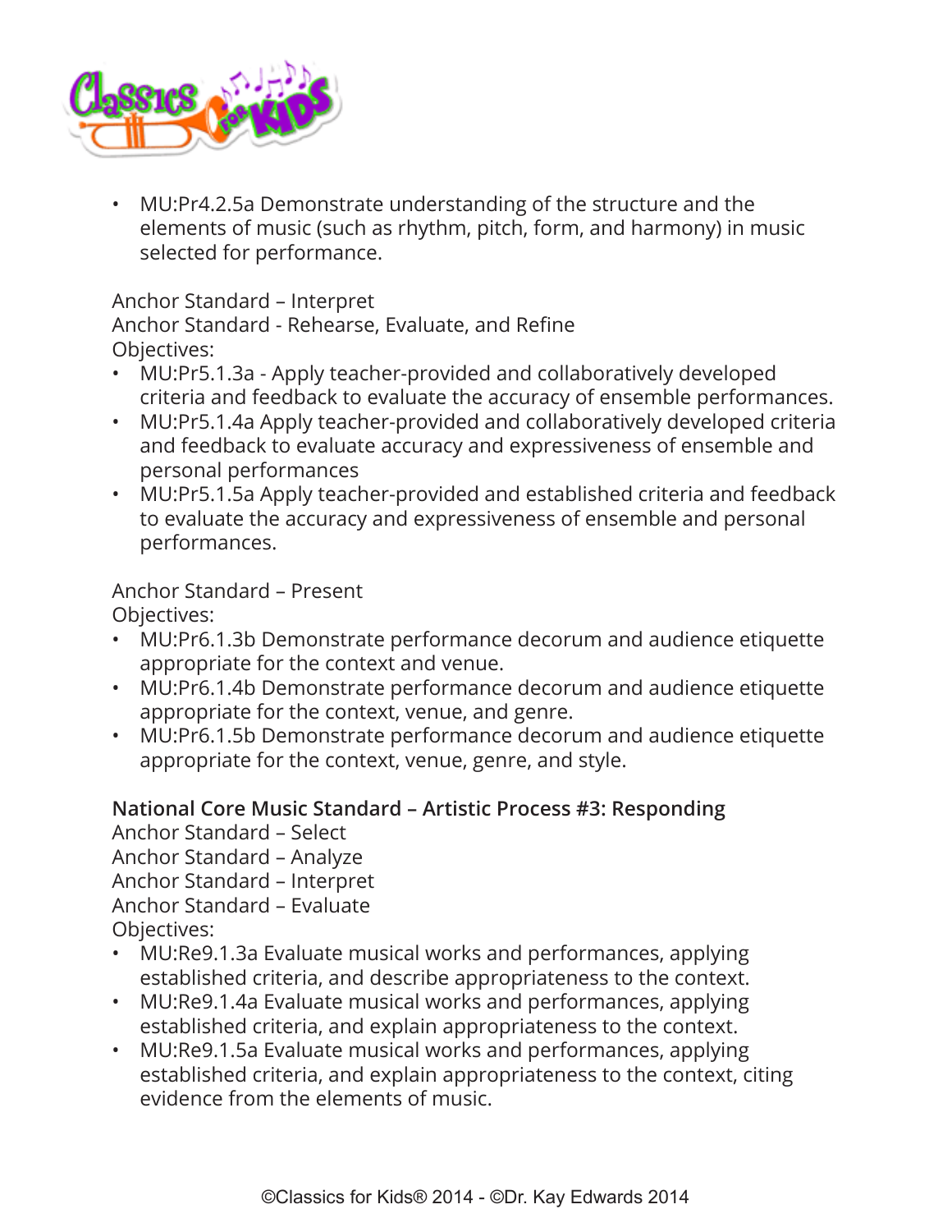- MU:Pr4.2.5a Demonstrate understanding of the structure and the elements of music (such as rhythm, pitch, form, and harmony) in music selected for performance.

Anchor Standard – Interpret
Anchor Standard - Rehearse, Evaluate, and Refine
Objectives:

- MU:Pr5.1.3a - Apply teacher-provided and collaboratively developed criteria and feedback to evaluate the accuracy of ensemble performances.
- MU:Pr5.1.4a Apply teacher-provided and collaboratively developed criteria and feedback to evaluate accuracy and expressiveness of ensemble and personal performances
- MU:Pr5.1.5a Apply teacher-provided and established criteria and feedback to evaluate the accuracy and expressiveness of ensemble and personal performances.

Anchor Standard – Present
Objectives:

- MU:Pr6.1.3b Demonstrate performance decorum and audience etiquette appropriate for the context and venue.
- MU:Pr6.1.4b Demonstrate performance decorum and audience etiquette appropriate for the context, venue, and genre.
- MU:Pr6.1.5b Demonstrate performance decorum and audience etiquette appropriate for the context, venue, genre, and style.

**National Core Music Standard – Artistic Process #3: Responding**
Anchor Standard – Select
Anchor Standard – Analyze
Anchor Standard – Interpret
Anchor Standard – Evaluate
Objectives:

- MU:Re9.1.3a Evaluate musical works and performances, applying established criteria, and describe appropriateness to the context.
- MU:Re9.1.4a Evaluate musical works and performances, applying established criteria, and explain appropriateness to the context.
- MU:Re9.1.5a Evaluate musical works and performances, applying established criteria, and explain appropriateness to the context, citing evidence from the elements of music.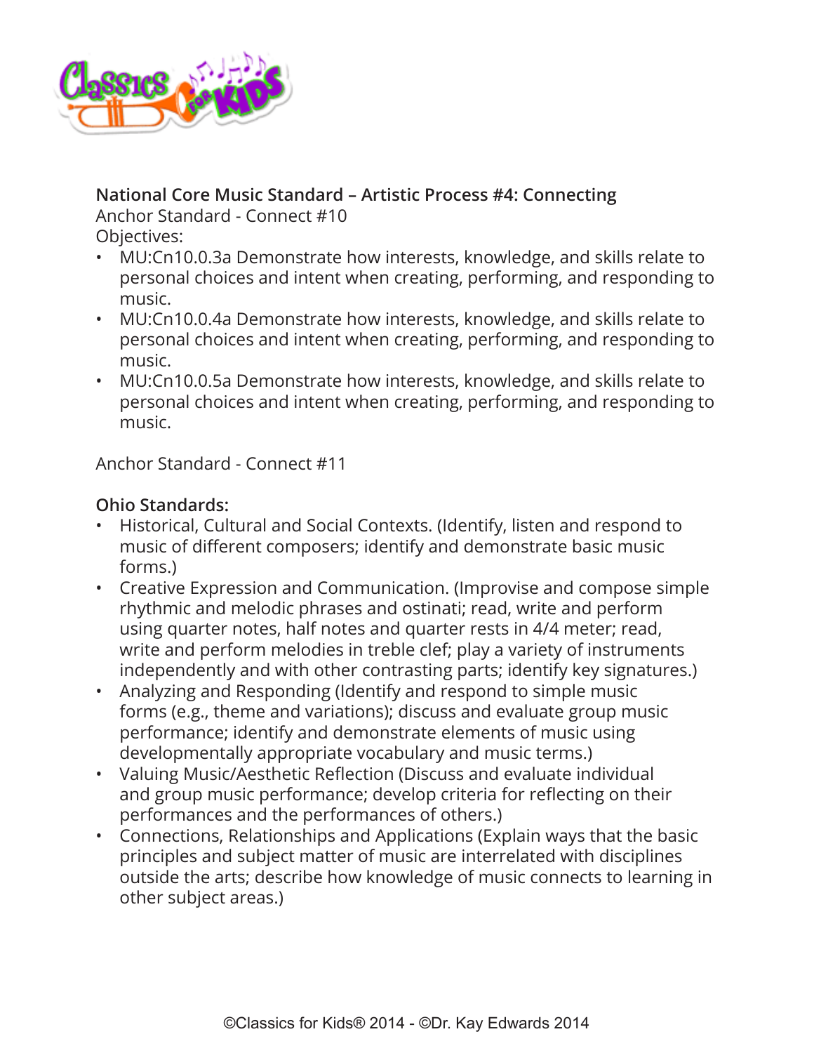**National Core Music Standard – Artistic Process #4: Connecting**

Anchor Standard - Connect #10

Objectives:

- MU:Cn10.0.3a Demonstrate how interests, knowledge, and skills relate to personal choices and intent when creating, performing, and responding to music.
- MU:Cn10.0.4a Demonstrate how interests, knowledge, and skills relate to personal choices and intent when creating, performing, and responding to music.
- MU:Cn10.0.5a Demonstrate how interests, knowledge, and skills relate to personal choices and intent when creating, performing, and responding to music.

Anchor Standard - Connect #11

**Ohio Standards:**

- Historical, Cultural and Social Contexts. (Identify, listen and respond to music of different composers; identify and demonstrate basic music forms.)
- Creative Expression and Communication. (Improvise and compose simple rhythmic and melodic phrases and ostinati; read, write and perform using quarter notes, half notes and quarter rests in 4/4 meter; read, write and perform melodies in treble clef; play a variety of instruments independently and with other contrasting parts; identify key signatures.)
- Analyzing and Responding (Identify and respond to simple music forms (e.g., theme and variations); discuss and evaluate group music performance; identify and demonstrate elements of music using developmentally appropriate vocabulary and music terms.)
- Valuing Music/Aesthetic Reflection (Discuss and evaluate individual and group music performance; develop criteria for reflecting on their performances and the performances of others.)
- Connections, Relationships and Applications (Explain ways that the basic principles and subject matter of music are interrelated with disciplines outside the arts; describe how knowledge of music connects to learning in other subject areas.)

©Classics for Kids® 2014 - ©Dr. Kay Edwards 2014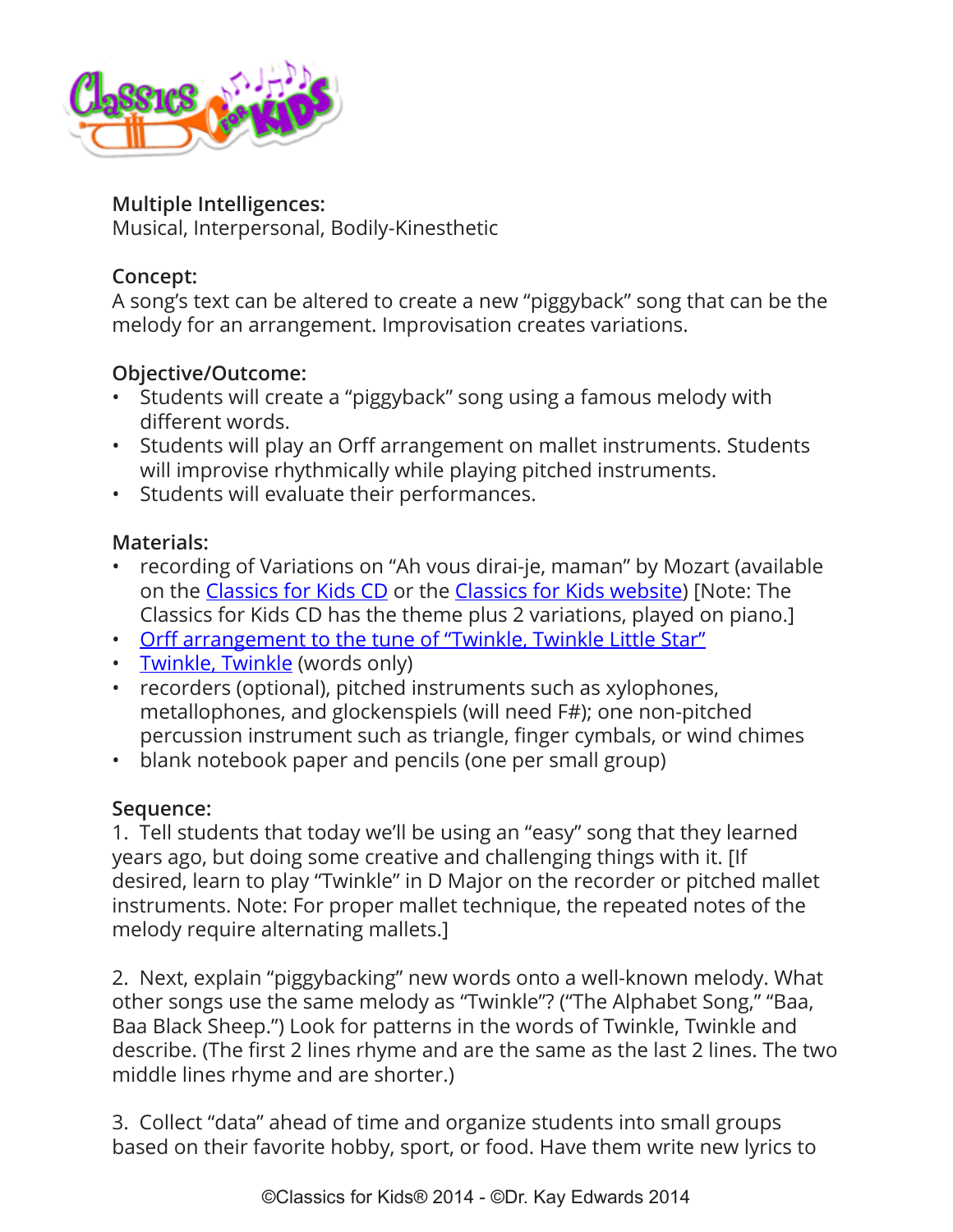**Multiple Intelligences:**
Musical, Interpersonal, Bodily-Kinesthetic

**Concept:**
A song's text can be altered to create a new "piggyback" song that can be the melody for an arrangement. Improvisation creates variations.

**Objective/Outcome:**

- Students will create a "piggyback" song using a famous melody with different words.
- Students will play an Orff arrangement on mallet instruments. Students will improvise rhythmically while playing pitched instruments.
- Students will evaluate their performances.

**Materials:**

- recording of Variations on "Ah vous dirai-je, maman" by Mozart (available on the Classics for Kids CD or the Classics for Kids website) [Note: The Classics for Kids CD has the theme plus 2 variations, played on piano.]
- Orff arrangement to the tune of "Twinkle, Twinkle Little Star"
- Twinkle, Twinkle (words only)
- recorders (optional), pitched instruments such as xylophones, metallophones, and glockenspiels (will need F#); one non-pitched percussion instrument such as triangle, finger cymbals, or wind chimes
- blank notebook paper and pencils (one per small group)

**Sequence:**

1. Tell students that today we'll be using an "easy" song that they learned years ago, but doing some creative and challenging things with it. [If desired, learn to play "Twinkle" in D Major on the recorder or pitched mallet instruments. Note: For proper mallet technique, the repeated notes of the melody require alternating mallets.]

2. Next, explain "piggybacking" new words onto a well-known melody. What other songs use the same melody as "Twinkle"? ("The Alphabet Song," "Baa, Baa Black Sheep.") Look for patterns in the words of Twinkle, Twinkle and describe. (The first 2 lines rhyme and are the same as the last 2 lines. The two middle lines rhyme and are shorter.)

3. Collect "data" ahead of time and organize students into small groups based on their favorite hobby, sport, or food. Have them write new lyrics to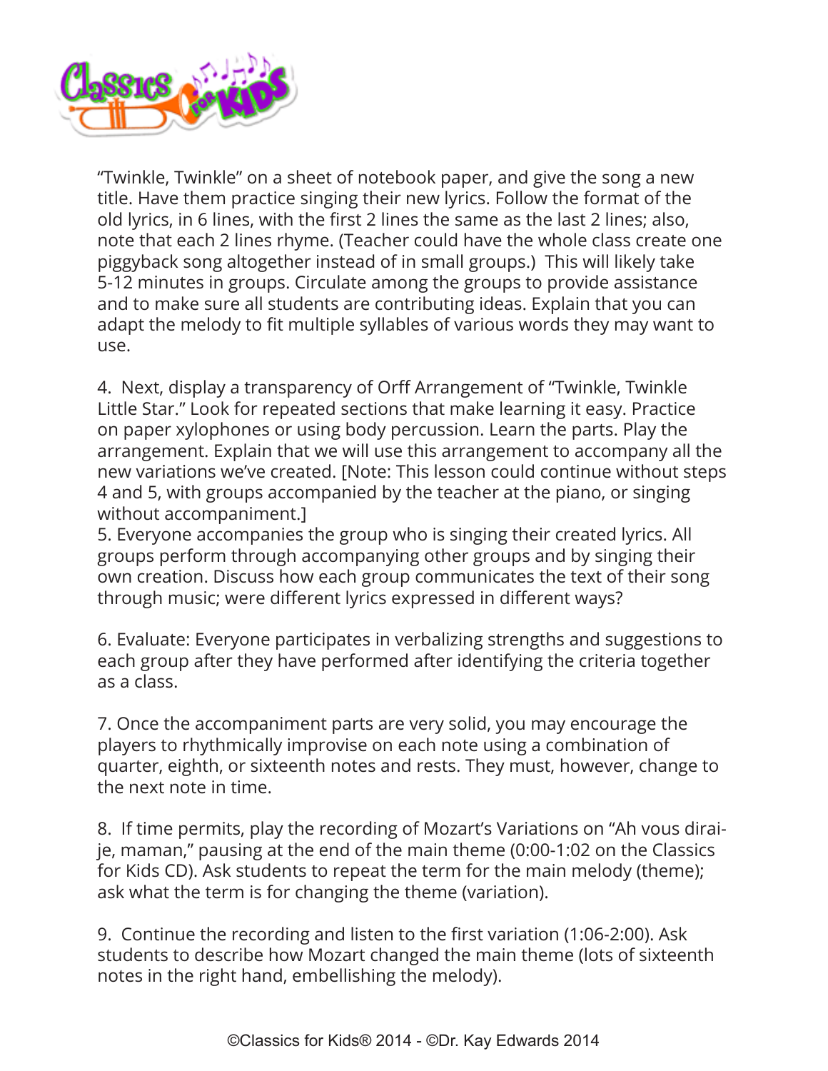"Twinkle, Twinkle" on a sheet of notebook paper, and give the song a new title. Have them practice singing their new lyrics. Follow the format of the old lyrics, in 6 lines, with the first 2 lines the same as the last 2 lines; also, note that each 2 lines rhyme. (Teacher could have the whole class create one piggyback song altogether instead of in small groups.) This will likely take 5-12 minutes in groups. Circulate among the groups to provide assistance and to make sure all students are contributing ideas. Explain that you can adapt the melody to fit multiple syllables of various words they may want to use.

4. Next, display a transparency of Orff Arrangement of "Twinkle, Twinkle Little Star." Look for repeated sections that make learning it easy. Practice on paper xylophones or using body percussion. Learn the parts. Play the arrangement. Explain that we will use this arrangement to accompany all the new variations we've created. [Note: This lesson could continue without steps 4 and 5, with groups accompanied by the teacher at the piano, or singing without accompaniment.]

5. Everyone accompanies the group who is singing their created lyrics. All groups perform through accompanying other groups and by singing their own creation. Discuss how each group communicates the text of their song through music; were different lyrics expressed in different ways?

6. Evaluate: Everyone participates in verbalizing strengths and suggestions to each group after they have performed after identifying the criteria together as a class.

7. Once the accompaniment parts are very solid, you may encourage the players to rhythmically improvise on each note using a combination of quarter, eighth, or sixteenth notes and rests. They must, however, change to the next note in time.

8. If time permits, play the recording of Mozart's Variations on "Ah vous dirai-je, maman," pausing at the end of the main theme (0:00-1:02 on the Classics for Kids CD). Ask students to repeat the term for the main melody (theme); ask what the term is for changing the theme (variation).

9. Continue the recording and listen to the first variation (1:06-2:00). Ask students to describe how Mozart changed the main theme (lots of sixteenth notes in the right hand, embellishing the melody).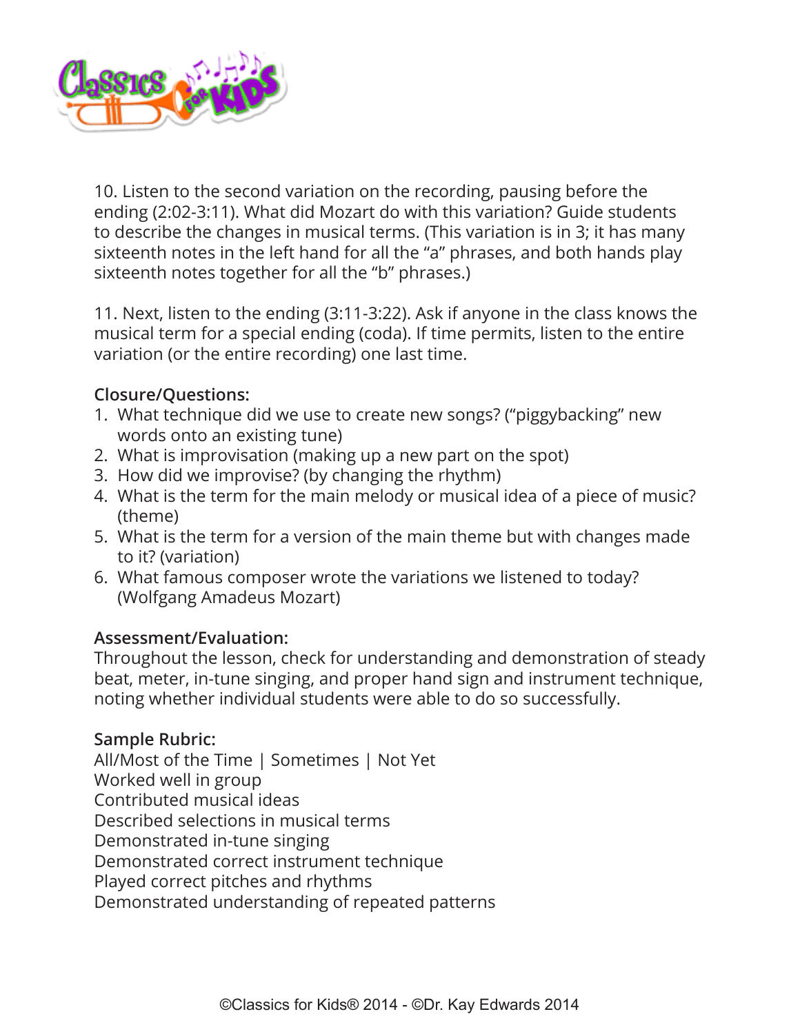10. Listen to the second variation on the recording, pausing before the ending (2:02-3:11). What did Mozart do with this variation? Guide students to describe the changes in musical terms. (This variation is in 3; it has many sixteenth notes in the left hand for all the "a" phrases, and both hands play sixteenth notes together for all the "b" phrases.)

11. Next, listen to the ending (3:11-3:22). Ask if anyone in the class knows the musical term for a special ending (coda). If time permits, listen to the entire variation (or the entire recording) one last time.

**Closure/Questions:**

1. What technique did we use to create new songs? ("piggybacking" new words onto an existing tune)
2. What is improvisation (making up a new part on the spot)
3. How did we improvise? (by changing the rhythm)
4. What is the term for the main melody or musical idea of a piece of music? (theme)
5. What is the term for a version of the main theme but with changes made to it? (variation)
6. What famous composer wrote the variations we listened to today? (Wolfgang Amadeus Mozart)

**Assessment/Evaluation:**

Throughout the lesson, check for understanding and demonstration of steady beat, meter, in-tune singing, and proper hand sign and instrument technique, noting whether individual students were able to do so successfully.

**Sample Rubric:**

All/Most of the Time | Sometimes | Not Yet
Worked well in group
Contributed musical ideas
Described selections in musical terms
Demonstrated in-tune singing
Demonstrated correct instrument technique
Played correct pitches and rhythms
Demonstrated understanding of repeated patterns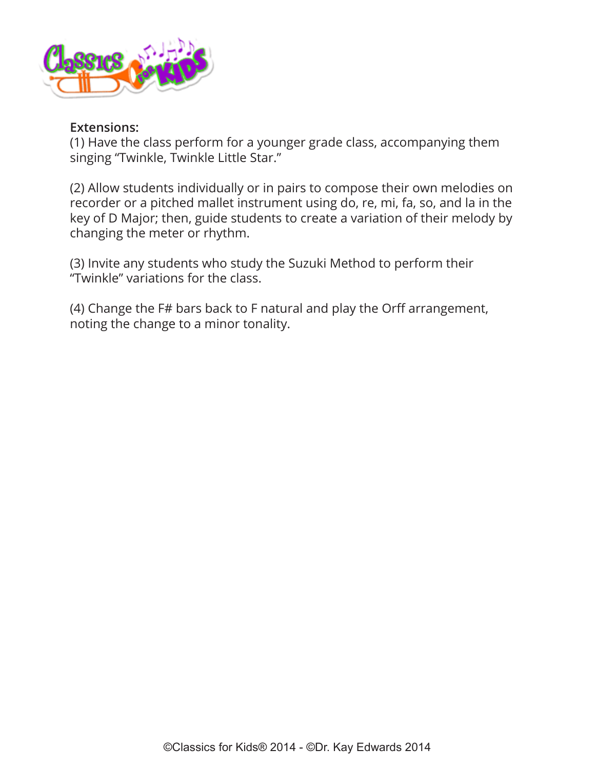**Extensions:**

(1) Have the class perform for a younger grade class, accompanying them singing “Twinkle, Twinkle Little Star.”

(2) Allow students individually or in pairs to compose their own melodies on recorder or a pitched mallet instrument using do, re, mi, fa, so, and la in the key of D Major; then, guide students to create a variation of their melody by changing the meter or rhythm.

(3) Invite any students who study the Suzuki Method to perform their “Twinkle” variations for the class.

(4) Change the F# bars back to F natural and play the Orff arrangement, noting the change to a minor tonality.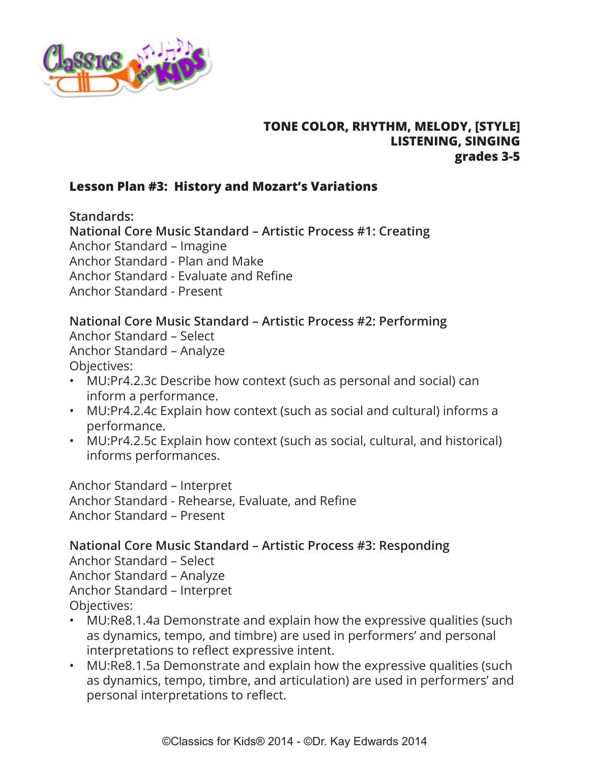**TONE COLOR, RHYTHM, MELODY, [STYLE]**
**LISTENING, SINGING**
**grades 3-5**

## Lesson Plan #3: History and Mozart's Variations

**Standards:**

**National Core Music Standard – Artistic Process #1: Creating**
Anchor Standard – Imagine
Anchor Standard - Plan and Make
Anchor Standard - Evaluate and Refine
Anchor Standard - Present

**National Core Music Standard – Artistic Process #2: Performing**
Anchor Standard – Select
Anchor Standard – Analyze
Objectives:

- MU:Pr4.2.3c Describe how context (such as personal and social) can inform a performance.
- MU:Pr4.2.4c Explain how context (such as social and cultural) informs a performance.
- MU:Pr4.2.5c Explain how context (such as social, cultural, and historical) informs performances.

Anchor Standard – Interpret
Anchor Standard - Rehearse, Evaluate, and Refine
Anchor Standard – Present

**National Core Music Standard – Artistic Process #3: Responding**
Anchor Standard – Select
Anchor Standard – Analyze
Anchor Standard – Interpret
Objectives:

- MU:Re8.1.4a Demonstrate and explain how the expressive qualities (such as dynamics, tempo, and timbre) are used in performers' and personal interpretations to reflect expressive intent.
- MU:Re8.1.5a Demonstrate and explain how the expressive qualities (such as dynamics, tempo, timbre, and articulation) are used in performers' and personal interpretations to reflect.

©Classics for Kids® 2014 - ©Dr. Kay Edwards 2014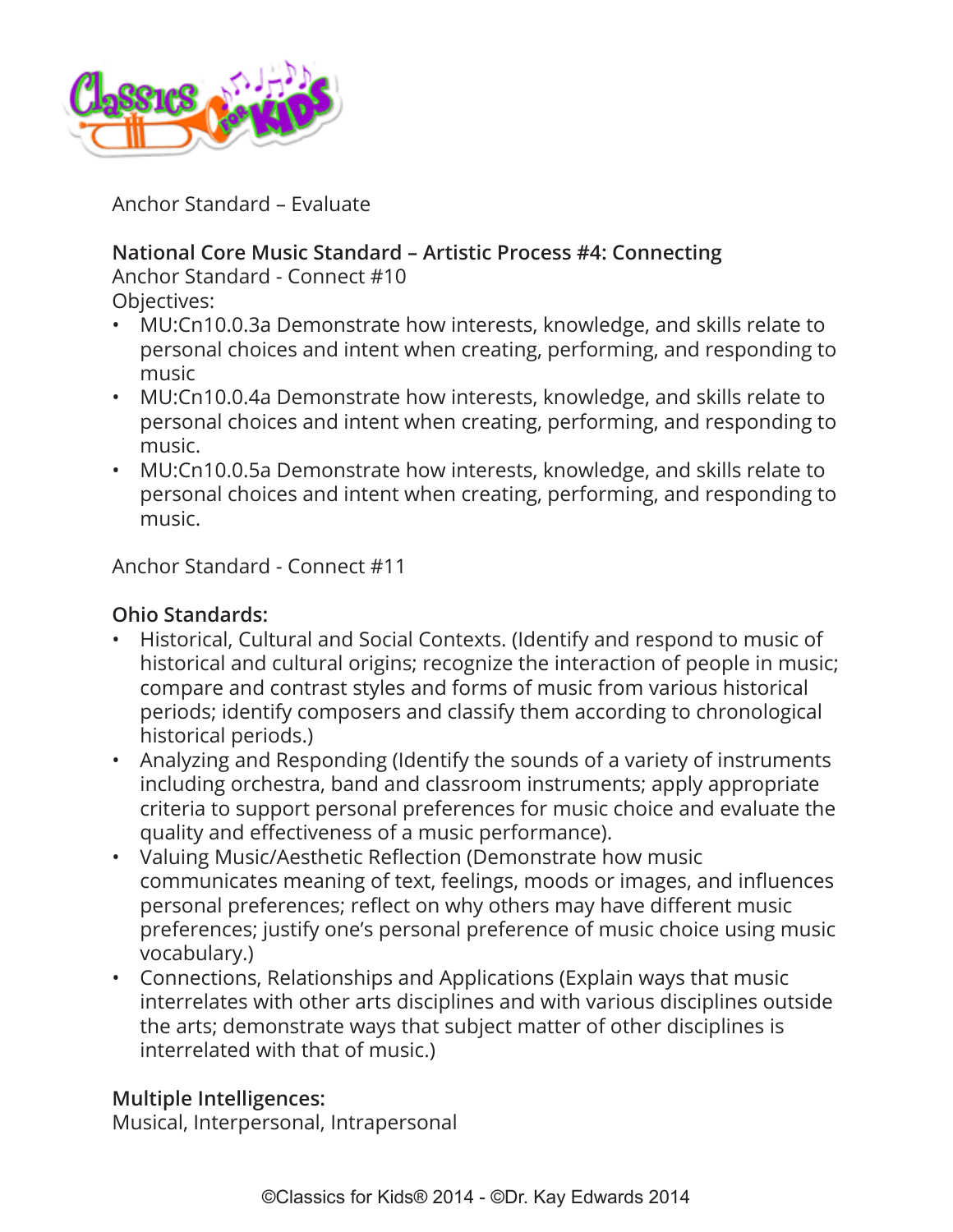Anchor Standard – Evaluate

**National Core Music Standard – Artistic Process #4: Connecting**
Anchor Standard - Connect #10
Objectives:

- MU:Cn10.0.3a Demonstrate how interests, knowledge, and skills relate to personal choices and intent when creating, performing, and responding to music
- MU:Cn10.0.4a Demonstrate how interests, knowledge, and skills relate to personal choices and intent when creating, performing, and responding to music.
- MU:Cn10.0.5a Demonstrate how interests, knowledge, and skills relate to personal choices and intent when creating, performing, and responding to music.

Anchor Standard - Connect #11

**Ohio Standards:**

- Historical, Cultural and Social Contexts. (Identify and respond to music of historical and cultural origins; recognize the interaction of people in music; compare and contrast styles and forms of music from various historical periods; identify composers and classify them according to chronological historical periods.)
- Analyzing and Responding (Identify the sounds of a variety of instruments including orchestra, band and classroom instruments; apply appropriate criteria to support personal preferences for music choice and evaluate the quality and effectiveness of a music performance).
- Valuing Music/Aesthetic Reflection (Demonstrate how music communicates meaning of text, feelings, moods or images, and influences personal preferences; reflect on why others may have different music preferences; justify one's personal preference of music choice using music vocabulary.)
- Connections, Relationships and Applications (Explain ways that music interrelates with other arts disciplines and with various disciplines outside the arts; demonstrate ways that subject matter of other disciplines is interrelated with that of music.)

**Multiple Intelligences:**
Musical, Interpersonal, Intrapersonal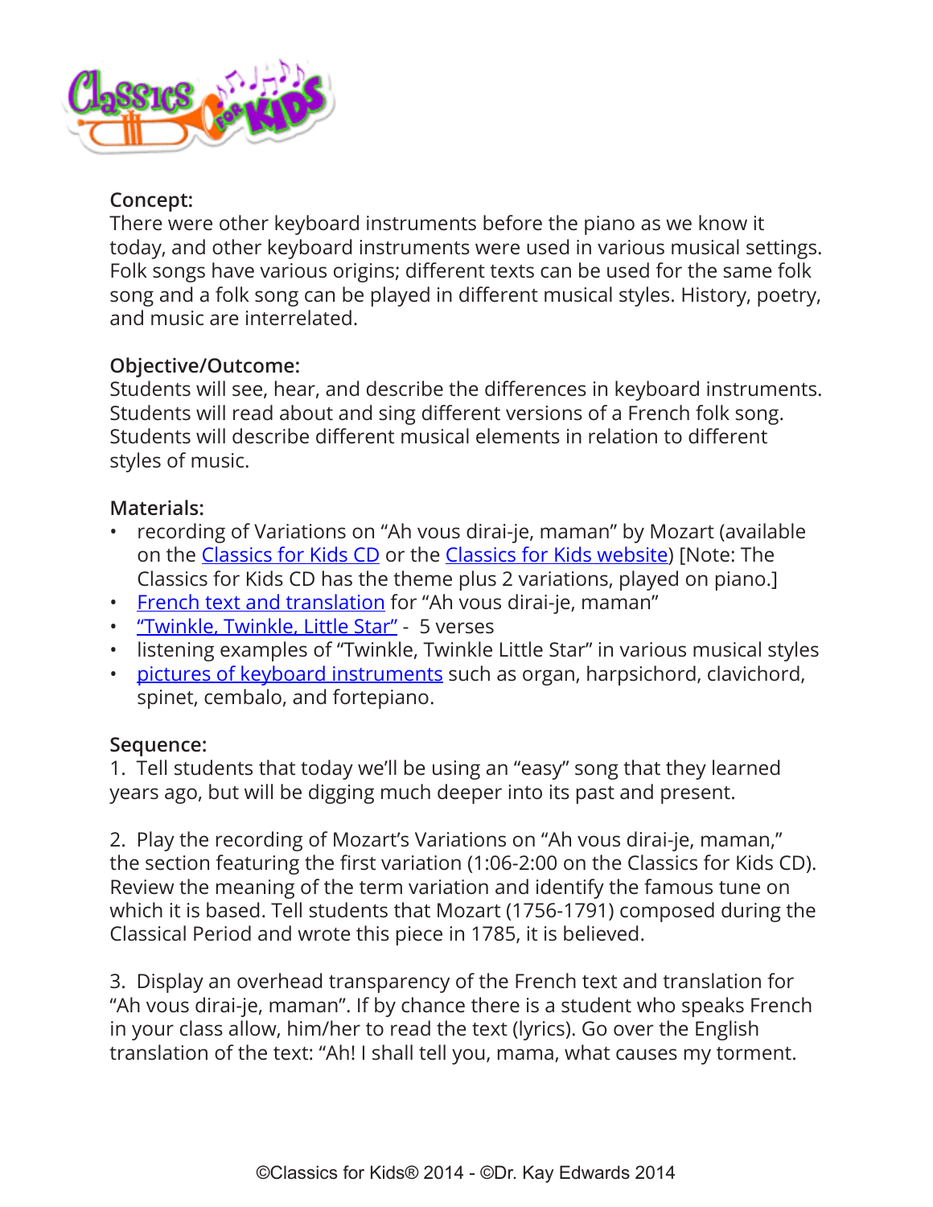**Concept:**
There were other keyboard instruments before the piano as we know it today, and other keyboard instruments were used in various musical settings. Folk songs have various origins; different texts can be used for the same folk song and a folk song can be played in different musical styles. History, poetry, and music are interrelated.

**Objective/Outcome:**
Students will see, hear, and describe the differences in keyboard instruments. Students will read about and sing different versions of a French folk song. Students will describe different musical elements in relation to different styles of music.

**Materials:**

- recording of Variations on "Ah vous dirai-je, maman" by Mozart (available on the Classics for Kids CD or the Classics for Kids website) [Note: The Classics for Kids CD has the theme plus 2 variations, played on piano.]
- French text and translation for "Ah vous dirai-je, maman"
- "Twinkle, Twinkle, Little Star" - 5 verses
- listening examples of "Twinkle, Twinkle Little Star" in various musical styles
- pictures of keyboard instruments such as organ, harpsichord, clavichord, spinet, cembalo, and fortepiano.

**Sequence:**

1. Tell students that today we'll be using an "easy" song that they learned years ago, but will be digging much deeper into its past and present.

2. Play the recording of Mozart's Variations on "Ah vous dirai-je, maman," the section featuring the first variation (1:06-2:00 on the Classics for Kids CD). Review the meaning of the term variation and identify the famous tune on which it is based. Tell students that Mozart (1756-1791) composed during the Classical Period and wrote this piece in 1785, it is believed.

3. Display an overhead transparency of the French text and translation for "Ah vous dirai-je, maman". If by chance there is a student who speaks French in your class allow, him/her to read the text (lyrics). Go over the English translation of the text: "Ah! I shall tell you, mama, what causes my torment.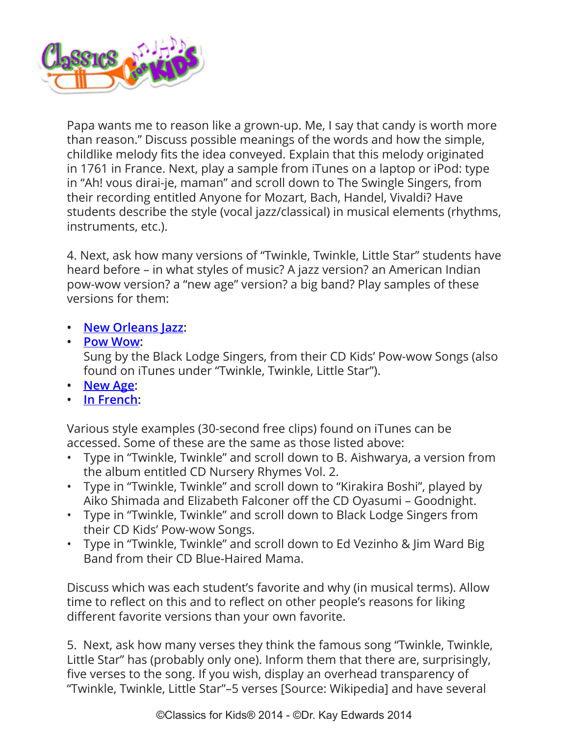Papa wants me to reason like a grown-up. Me, I say that candy is worth more than reason." Discuss possible meanings of the words and how the simple, childlike melody fits the idea conveyed. Explain that this melody originated in 1761 in France. Next, play a sample from iTunes on a laptop or iPod: type in "Ah! vous dirai-je, maman" and scroll down to The Swingle Singers, from their recording entitled Anyone for Mozart, Bach, Handel, Vivaldi? Have students describe the style (vocal jazz/classical) in musical elements (rhythms, instruments, etc.).

4. Next, ask how many versions of "Twinkle, Twinkle, Little Star" students have heard before – in what styles of music? A jazz version? an American Indian pow-wow version? a "new age" version? a big band? Play samples of these versions for them:

- **New Orleans Jazz**:
- **Pow Wow**:
  Sung by the Black Lodge Singers, from their CD Kids' Pow-wow Songs (also found on iTunes under "Twinkle, Twinkle, Little Star").
- **New Age**:
- **In French**:

Various style examples (30-second free clips) found on iTunes can be accessed. Some of these are the same as those listed above:

- Type in "Twinkle, Twinkle" and scroll down to B. Aishwarya, a version from the album entitled CD Nursery Rhymes Vol. 2.
- Type in "Twinkle, Twinkle" and scroll down to "Kirakira Boshi", played by Aiko Shimada and Elizabeth Falconer off the CD Oyasumi – Goodnight.
- Type in "Twinkle, Twinkle" and scroll down to Black Lodge Singers from their CD Kids' Pow-wow Songs.
- Type in "Twinkle, Twinkle" and scroll down to Ed Vezinho & Jim Ward Big Band from their CD Blue-Haired Mama.

Discuss which was each student's favorite and why (in musical terms). Allow time to reflect on this and to reflect on other people's reasons for liking different favorite versions than your own favorite.

5. Next, ask how many verses they think the famous song "Twinkle, Twinkle, Little Star" has (probably only one). Inform them that there are, surprisingly, five verses to the song. If you wish, display an overhead transparency of "Twinkle, Twinkle, Little Star"–5 verses [Source: Wikipedia] and have several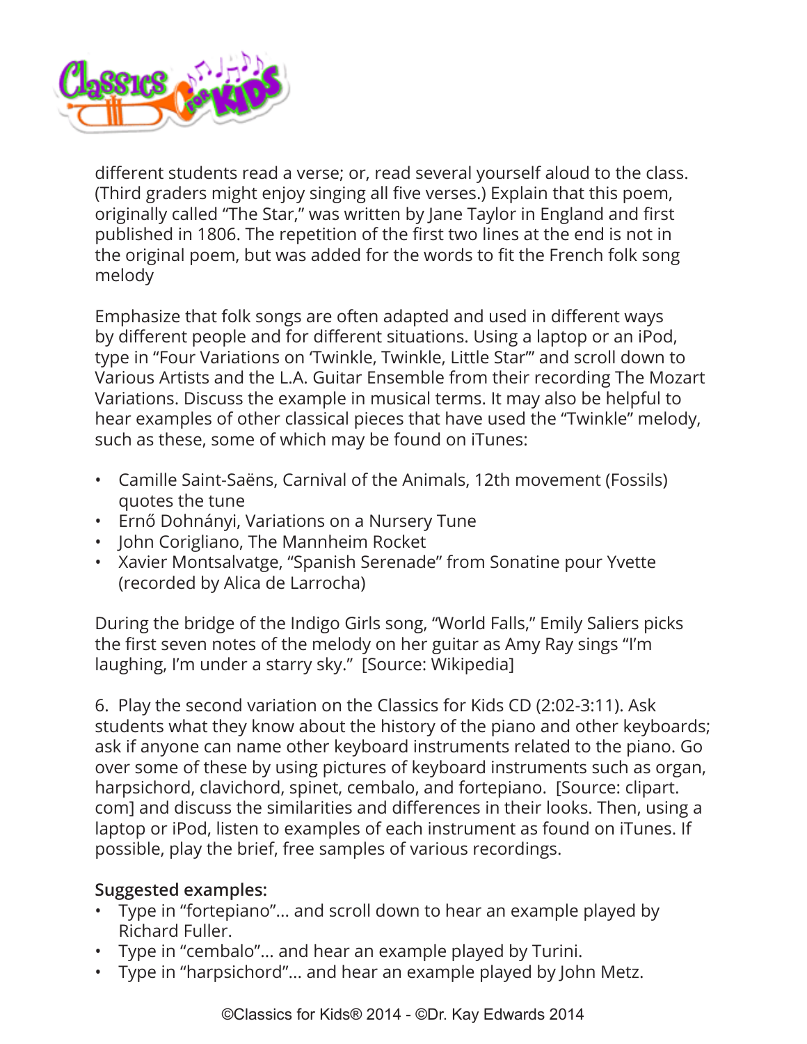different students read a verse; or, read several yourself aloud to the class. (Third graders might enjoy singing all five verses.) Explain that this poem, originally called "The Star," was written by Jane Taylor in England and first published in 1806. The repetition of the first two lines at the end is not in the original poem, but was added for the words to fit the French folk song melody

Emphasize that folk songs are often adapted and used in different ways by different people and for different situations. Using a laptop or an iPod, type in "Four Variations on 'Twinkle, Twinkle, Little Star'" and scroll down to Various Artists and the L.A. Guitar Ensemble from their recording The Mozart Variations. Discuss the example in musical terms. It may also be helpful to hear examples of other classical pieces that have used the "Twinkle" melody, such as these, some of which may be found on iTunes:

- Camille Saint-Saëns, Carnival of the Animals, 12th movement (Fossils) quotes the tune
- Ernő Dohnányi, Variations on a Nursery Tune
- John Corigliano, The Mannheim Rocket
- Xavier Montsalvatge, "Spanish Serenade" from Sonatine pour Yvette (recorded by Alica de Larrocha)

During the bridge of the Indigo Girls song, "World Falls," Emily Saliers picks the first seven notes of the melody on her guitar as Amy Ray sings "I'm laughing, I'm under a starry sky." [Source: Wikipedia]

6. Play the second variation on the Classics for Kids CD (2:02-3:11). Ask students what they know about the history of the piano and other keyboards; ask if anyone can name other keyboard instruments related to the piano. Go over some of these by using pictures of keyboard instruments such as organ, harpsichord, clavichord, spinet, cembalo, and fortepiano. [Source: clipart.com] and discuss the similarities and differences in their looks. Then, using a laptop or iPod, listen to examples of each instrument as found on iTunes. If possible, play the brief, free samples of various recordings.

**Suggested examples:**

- Type in "fortepiano"... and scroll down to hear an example played by Richard Fuller.
- Type in "cembalo"... and hear an example played by Turini.
- Type in "harpsichord"... and hear an example played by John Metz.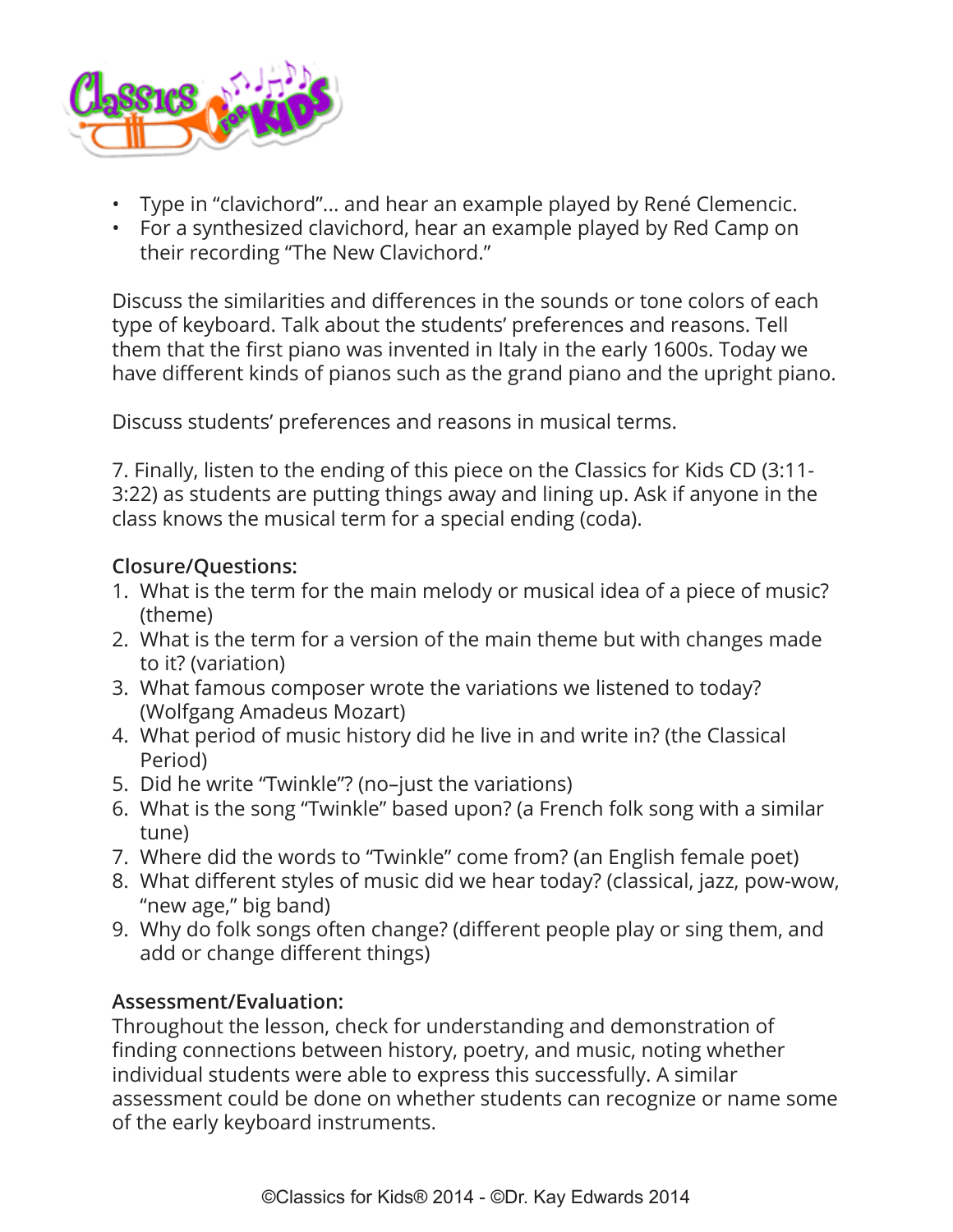- Type in "clavichord"... and hear an example played by René Clemencic.
- For a synthesized clavichord, hear an example played by Red Camp on their recording "The New Clavichord."

Discuss the similarities and differences in the sounds or tone colors of each type of keyboard. Talk about the students' preferences and reasons. Tell them that the first piano was invented in Italy in the early 1600s. Today we have different kinds of pianos such as the grand piano and the upright piano.

Discuss students' preferences and reasons in musical terms.

7. Finally, listen to the ending of this piece on the Classics for Kids CD (3:11-3:22) as students are putting things away and lining up. Ask if anyone in the class knows the musical term for a special ending (coda).

**Closure/Questions:**

1. What is the term for the main melody or musical idea of a piece of music? (theme)
2. What is the term for a version of the main theme but with changes made to it? (variation)
3. What famous composer wrote the variations we listened to today? (Wolfgang Amadeus Mozart)
4. What period of music history did he live in and write in? (the Classical Period)
5. Did he write "Twinkle"? (no–just the variations)
6. What is the song "Twinkle" based upon? (a French folk song with a similar tune)
7. Where did the words to "Twinkle" come from? (an English female poet)
8. What different styles of music did we hear today? (classical, jazz, pow-wow, "new age," big band)
9. Why do folk songs often change? (different people play or sing them, and add or change different things)

**Assessment/Evaluation:**

Throughout the lesson, check for understanding and demonstration of finding connections between history, poetry, and music, noting whether individual students were able to express this successfully. A similar assessment could be done on whether students can recognize or name some of the early keyboard instruments.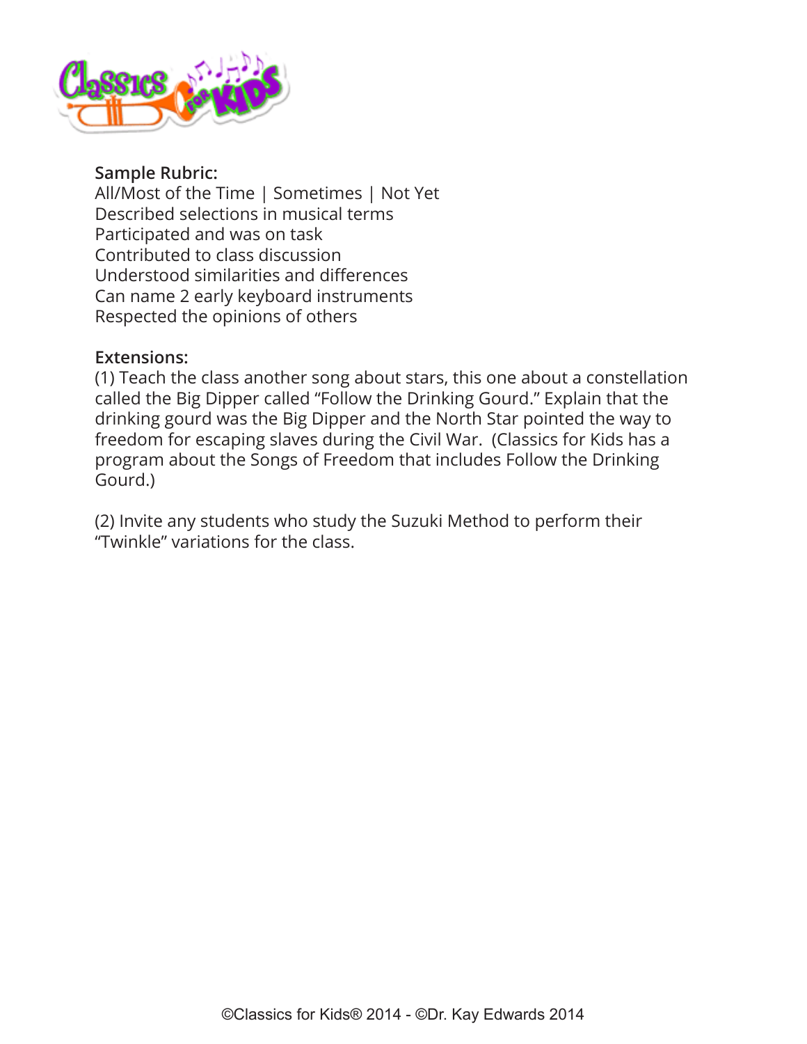**Sample Rubric:**

All/Most of the Time | Sometimes | Not Yet
Described selections in musical terms
Participated and was on task
Contributed to class discussion
Understood similarities and differences
Can name 2 early keyboard instruments
Respected the opinions of others

**Extensions:**

(1) Teach the class another song about stars, this one about a constellation called the Big Dipper called "Follow the Drinking Gourd." Explain that the drinking gourd was the Big Dipper and the North Star pointed the way to freedom for escaping slaves during the Civil War. (Classics for Kids has a program about the Songs of Freedom that includes Follow the Drinking Gourd.)

(2) Invite any students who study the Suzuki Method to perform their "Twinkle" variations for the class.

©Classics for Kids® 2014 - ©Dr. Kay Edwards 2014